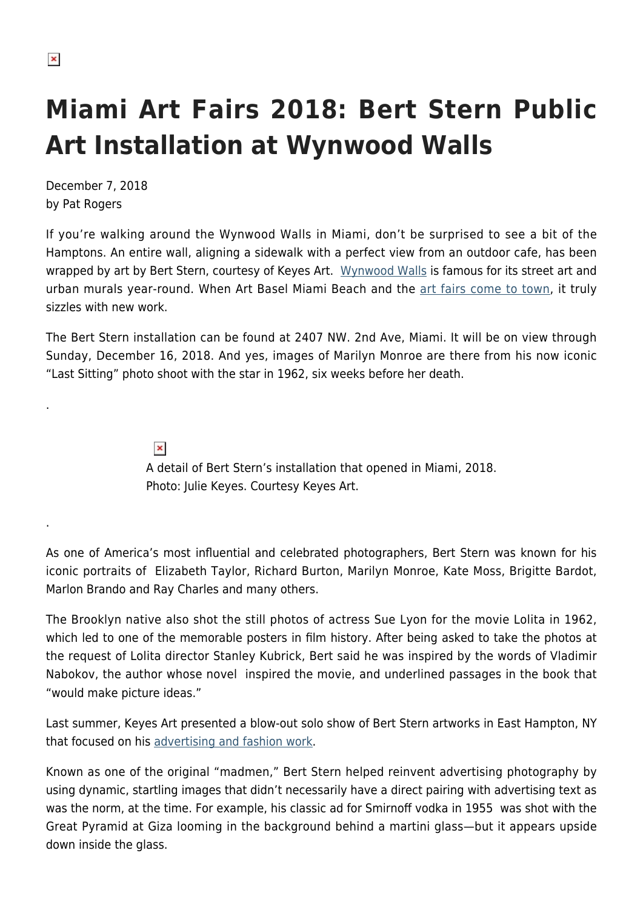# Miami Art Fairs 2018: Bert Stern Public Art Installation at Wynwood Walls

December 7, 2018
by Pat Rogers

If you're walking around the Wynwood Walls in Miami, don't be surprised to see a bit of the Hamptons. An entire wall, aligning a sidewalk with a perfect view from an outdoor cafe, has been wrapped by art by Bert Stern, courtesy of Keyes Art. [Wynwood Walls](#) is famous for its street art and urban murals year-round. When Art Basel Miami Beach and the [art fairs come to town](#), it truly sizzles with new work.

The Bert Stern installation can be found at 2407 NW. 2nd Ave, Miami. It will be on view through Sunday, December 16, 2018. And yes, images of Marilyn Monroe are there from his now iconic "Last Sitting" photo shoot with the star in 1962, six weeks before her death.

.

A detail of Bert Stern's installation that opened in Miami, 2018.
Photo: Julie Keyes. Courtesy Keyes Art.

.

As one of America's most influential and celebrated photographers, Bert Stern was known for his iconic portraits of Elizabeth Taylor, Richard Burton, Marilyn Monroe, Kate Moss, Brigitte Bardot, Marlon Brando and Ray Charles and many others.

The Brooklyn native also shot the still photos of actress Sue Lyon for the movie Lolita in 1962, which led to one of the memorable posters in film history. After being asked to take the photos at the request of Lolita director Stanley Kubrick, Bert said he was inspired by the words of Vladimir Nabokov, the author whose novel inspired the movie, and underlined passages in the book that "would make picture ideas."

Last summer, Keyes Art presented a blow-out solo show of Bert Stern artworks in East Hampton, NY that focused on his [advertising and fashion work](#).

Known as one of the original "madmen," Bert Stern helped reinvent advertising photography by using dynamic, startling images that didn't necessarily have a direct pairing with advertising text as was the norm, at the time. For example, his classic ad for Smirnoff vodka in 1955 was shot with the Great Pyramid at Giza looming in the background behind a martini glass—but it appears upside down inside the glass.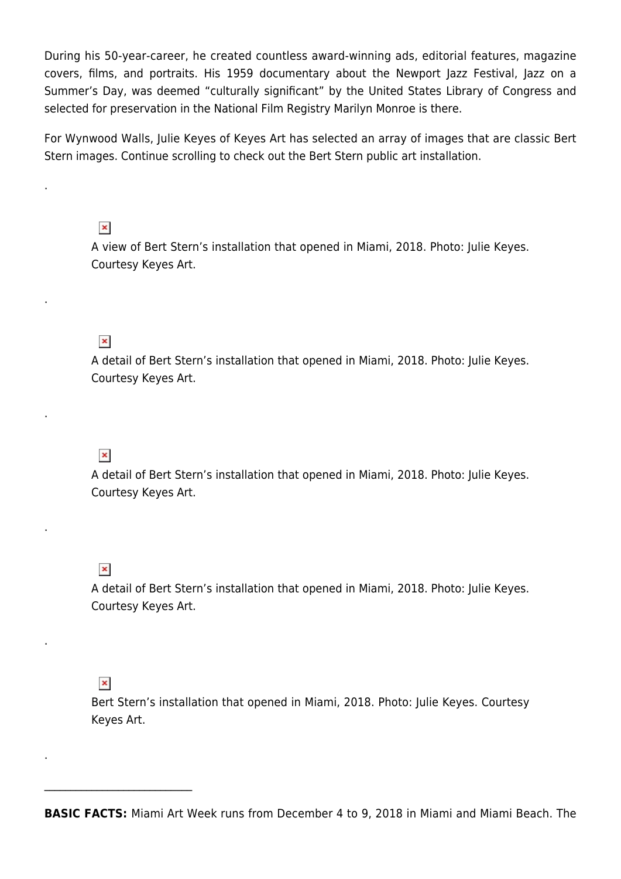During his 50-year-career, he created countless award-winning ads, editorial features, magazine covers, films, and portraits. His 1959 documentary about the Newport Jazz Festival, Jazz on a Summer's Day, was deemed "culturally significant" by the United States Library of Congress and selected for preservation in the National Film Registry Marilyn Monroe is there.

For Wynwood Walls, Julie Keyes of Keyes Art has selected an array of images that are classic Bert Stern images. Continue scrolling to check out the Bert Stern public art installation.

.

A view of Bert Stern's installation that opened in Miami, 2018. Photo: Julie Keyes. Courtesy Keyes Art.

.

A detail of Bert Stern's installation that opened in Miami, 2018. Photo: Julie Keyes. Courtesy Keyes Art.

.

A detail of Bert Stern's installation that opened in Miami, 2018. Photo: Julie Keyes. Courtesy Keyes Art.

.

A detail of Bert Stern's installation that opened in Miami, 2018. Photo: Julie Keyes. Courtesy Keyes Art.

.

Bert Stern's installation that opened in Miami, 2018. Photo: Julie Keyes. Courtesy Keyes Art.

.

---

**BASIC FACTS:** Miami Art Week runs from December 4 to 9, 2018 in Miami and Miami Beach. The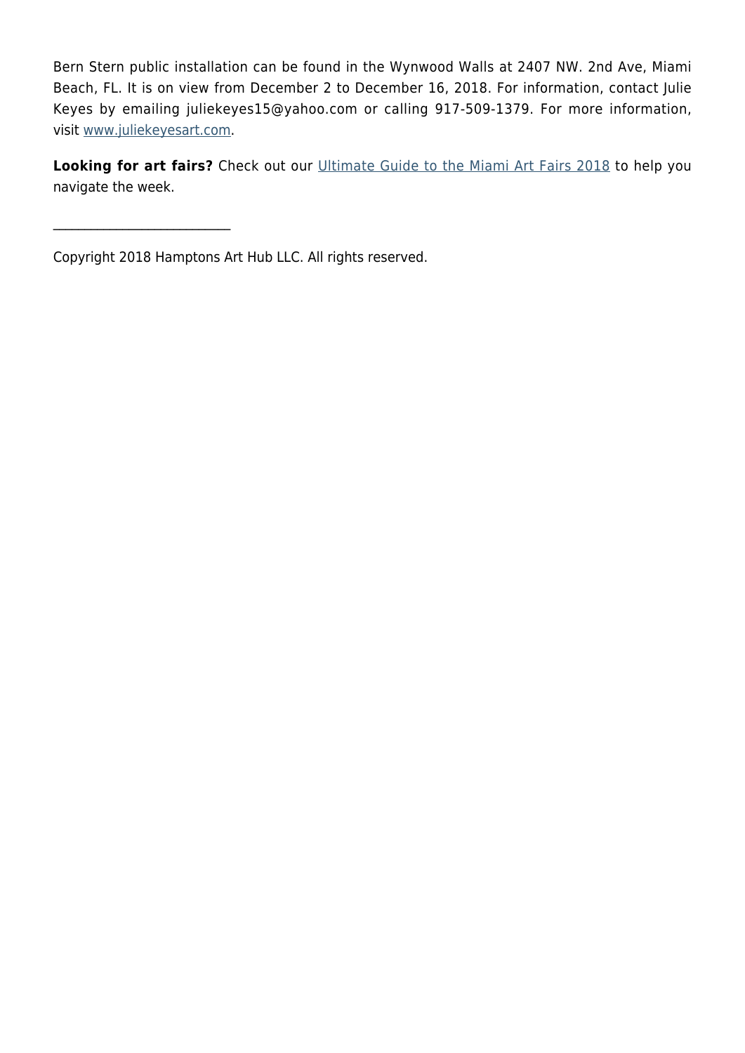Bern Stern public installation can be found in the Wynwood Walls at 2407 NW. 2nd Ave, Miami Beach, FL. It is on view from December 2 to December 16, 2018. For information, contact Julie Keyes by emailing juliekeyes15@yahoo.com or calling 917-509-1379. For more information, visit www.juliekeyesart.com.

**Looking for art fairs?** Check out our Ultimate Guide to the Miami Art Fairs 2018 to help you navigate the week.

\_\_\_\_\_\_\_\_\_\_\_\_\_\_\_\_\_\_\_\_\_\_\_\_\_\_

Copyright 2018 Hamptons Art Hub LLC. All rights reserved.